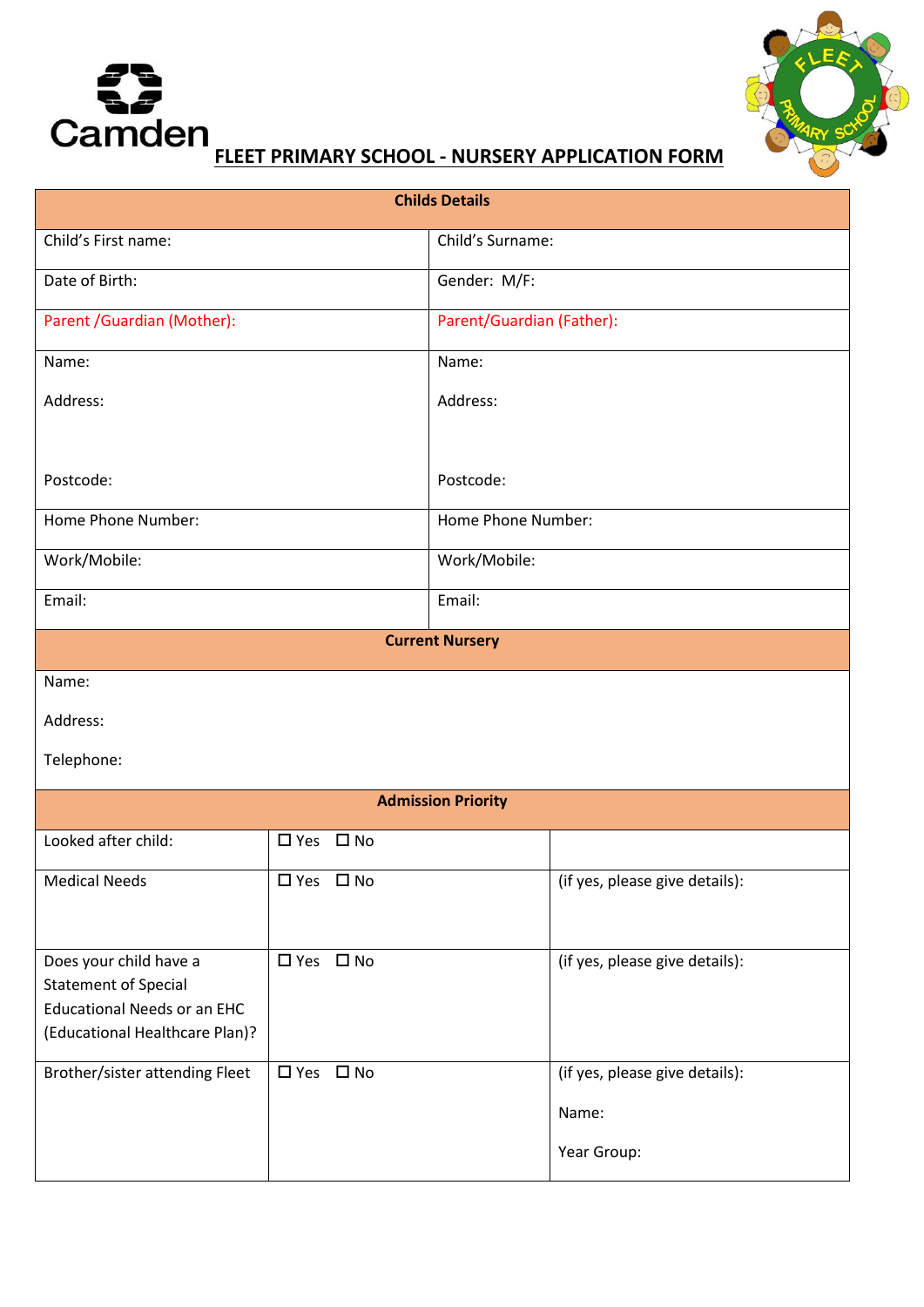Camden

# FLEET PRIMARY SCHOOL - NURSERY APPLICATION FORM

| **Childs Details** | |
|---|---|
| Child's First name: | Child's Surname: |
| Date of Birth: | Gender: M/F: |
| Parent /Guardian (Mother): | Parent/Guardian (Father): |
| Name:<br><br>Address:<br><br><br>Postcode: | Name:<br><br>Address:<br><br><br>Postcode: |
| Home Phone Number: | Home Phone Number: |
| Work/Mobile: | Work/Mobile: |
| Email: | Email: |

| **Current Nursery** |
|---|
| Name:<br><br>Address:<br><br>Telephone: |

| **Admission Priority** | | |
|---|---|---|
| Looked after child: | ☐ Yes ☐ No | |
| Medical Needs | ☐ Yes ☐ No | (if yes, please give details): |
| Does your child have a Statement of Special Educational Needs or an EHC (Educational Healthcare Plan)? | ☐ Yes ☐ No | (if yes, please give details): |
| Brother/sister attending Fleet | ☐ Yes ☐ No | (if yes, please give details):<br><br>Name:<br><br>Year Group: |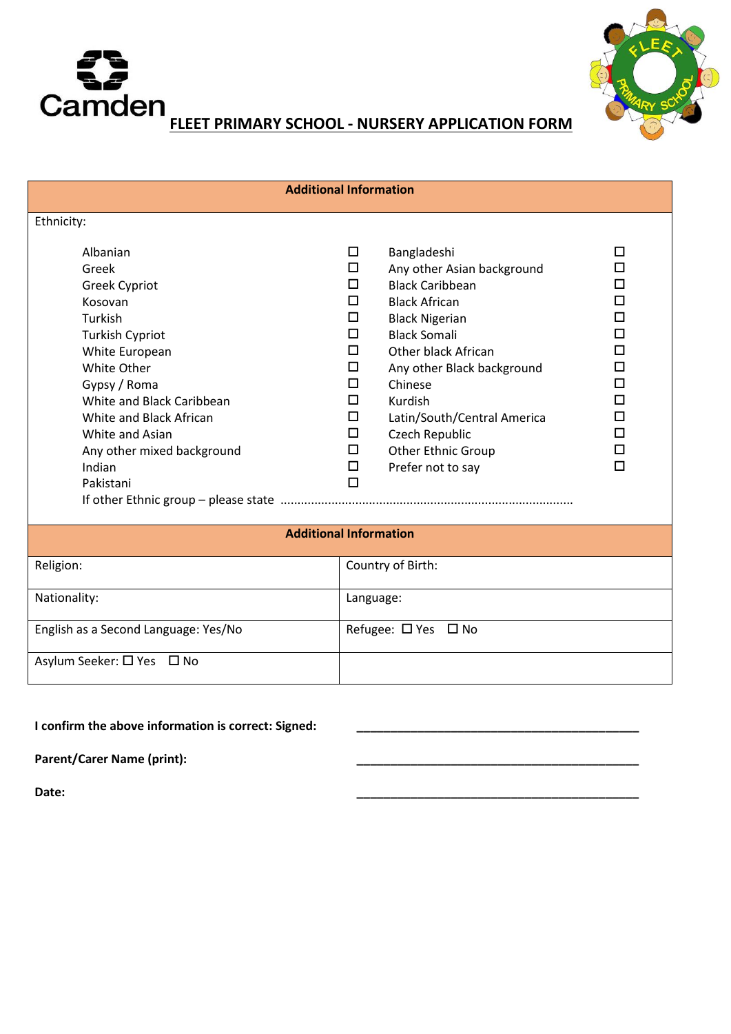Camden

## FLEET PRIMARY SCHOOL - NURSERY APPLICATION FORM

| **Additional Information** | | | |
|---|---|---|---|
| Ethnicity: | | | |
| Albanian | ☐ | Bangladeshi | ☐ |
| Greek | ☐ | Any other Asian background | ☐ |
| Greek Cypriot | ☐ | Black Caribbean | ☐ |
| Kosovan | ☐ | Black African | ☐ |
| Turkish | ☐ | Black Nigerian | ☐ |
| Turkish Cypriot | ☐ | Black Somali | ☐ |
| White European | ☐ | Other black African | ☐ |
| White Other | ☐ | Any other Black background | ☐ |
| Gypsy / Roma | ☐ | Chinese | ☐ |
| White and Black Caribbean | ☐ | Kurdish | ☐ |
| White and Black African | ☐ | Latin/South/Central America | ☐ |
| White and Asian | ☐ | Czech Republic | ☐ |
| Any other mixed background | ☐ | Other Ethnic Group | ☐ |
| Indian | ☐ | Prefer not to say | ☐ |
| Pakistani | ☐ | | |
| If other Ethnic group – please state ..................................................................................... | | | |

| **Additional Information** | |
|---|---|
| Religion: | Country of Birth: |
| Nationality: | Language: |
| English as a Second Language: Yes/No | Refugee: ☐ Yes ☐ No |
| Asylum Seeker: ☐ Yes ☐ No | |

**I confirm the above information is correct: Signed:** ________________________________________

**Parent/Carer Name (print):** ________________________________________

**Date:** ________________________________________